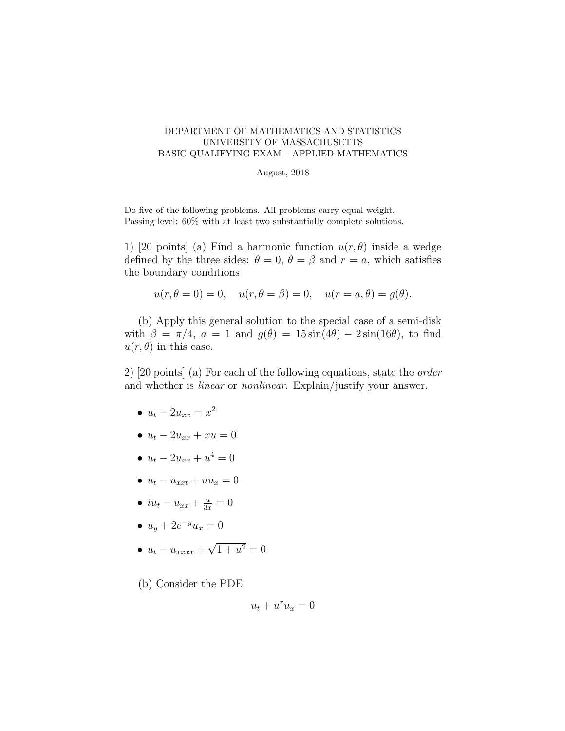DEPARTMENT OF MATHEMATICS AND STATISTICS
UNIVERSITY OF MASSACHUSETTS
BASIC QUALIFYING EXAM – APPLIED MATHEMATICS

August, 2018

Do five of the following problems. All problems carry equal weight.
Passing level: 60% with at least two substantially complete solutions.

1) [20 points] (a) Find a harmonic function $u(r, \theta)$ inside a wedge defined by the three sides: $\theta = 0$, $\theta = \beta$ and $r = a$, which satisfies the boundary conditions

$$u(r, \theta = 0) = 0, \quad u(r, \theta = \beta) = 0, \quad u(r = a, \theta) = g(\theta).$$

(b) Apply this general solution to the special case of a semi-disk with $\beta = \pi/4$, $a = 1$ and $g(\theta) = 15\sin(4\theta) - 2\sin(16\theta)$, to find $u(r, \theta)$ in this case.

2) [20 points] (a) For each of the following equations, state the *order* and whether is *linear* or *nonlinear*. Explain/justify your answer.

- $u_t - 2u_{xx} = x^2$
- $u_t - 2u_{xx} + xu = 0$
- $u_t - 2u_{xx} + u^4 = 0$
- $u_t - u_{xxt} + uu_x = 0$
- $iu_t - u_{xx} + \frac{u}{3x} = 0$
- $u_y + 2e^{-y}u_x = 0$
- $u_t - u_{xxxx} + \sqrt{1 + u^2} = 0$

(b) Consider the PDE

$$u_t + u^r u_x = 0$$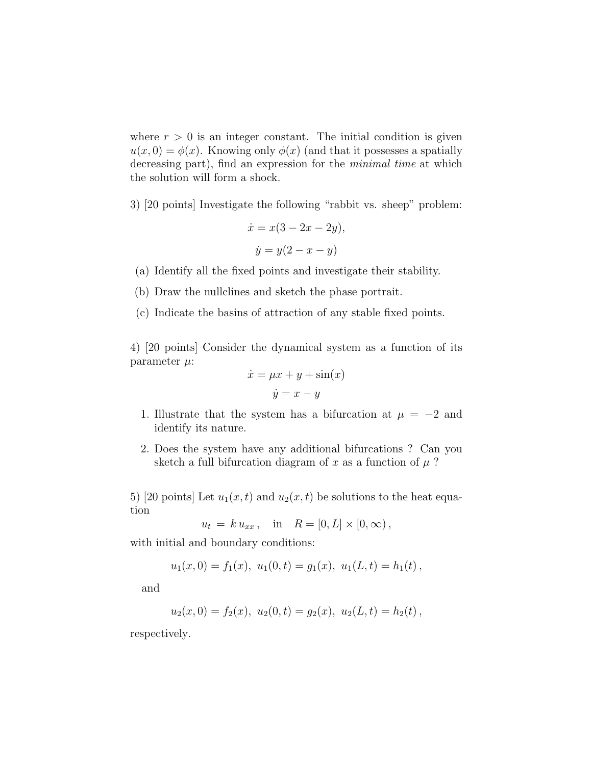where $r > 0$ is an integer constant. The initial condition is given $u(x, 0) = \phi(x)$. Knowing only $\phi(x)$ (and that it possesses a spatially decreasing part), find an expression for the *minimal time* at which the solution will form a shock.

3) [20 points] Investigate the following "rabbit vs. sheep" problem:

$$\dot{x} = x(3 - 2x - 2y),$$

$$\dot{y} = y(2 - x - y)$$

(a) Identify all the fixed points and investigate their stability.

(b) Draw the nullclines and sketch the phase portrait.

(c) Indicate the basins of attraction of any stable fixed points.

4) [20 points] Consider the dynamical system as a function of its parameter $\mu$:

$$\dot{x} = \mu x + y + \sin(x)$$

$$\dot{y} = x - y$$

1. Illustrate that the system has a bifurcation at $\mu = -2$ and identify its nature.
2. Does the system have any additional bifurcations ? Can you sketch a full bifurcation diagram of $x$ as a function of $\mu$ ?

5) [20 points] Let $u_1(x, t)$ and $u_2(x, t)$ be solutions to the heat equation

$$u_t = k\, u_{xx}\,, \quad \text{in} \quad R = [0, L] \times [0, \infty)\,,$$

with initial and boundary conditions:

$$u_1(x, 0) = f_1(x),\ u_1(0, t) = g_1(x),\ u_1(L, t) = h_1(t)\,,$$

and

$$u_2(x, 0) = f_2(x),\ u_2(0, t) = g_2(x),\ u_2(L, t) = h_2(t)\,,$$

respectively.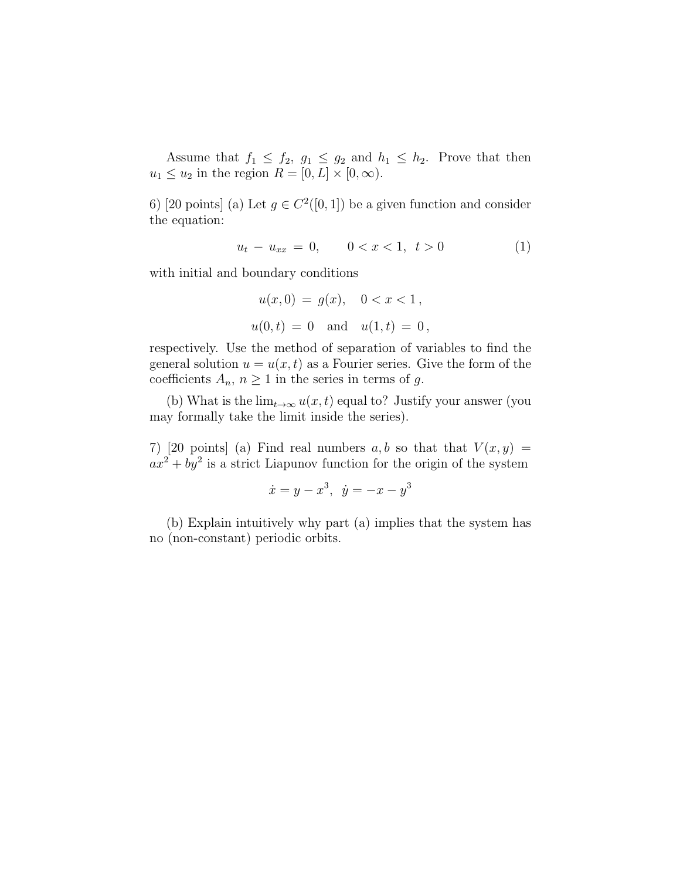Assume that $f_1 \le f_2$, $g_1 \le g_2$ and $h_1 \le h_2$. Prove that then $u_1 \le u_2$ in the region $R = [0, L] \times [0, \infty)$.

6) [20 points] (a) Let $g \in C^2([0,1])$ be a given function and consider the equation:

$$u_t - u_{xx} = 0, \qquad 0 < x < 1, \ t > 0 \tag{1}$$

with initial and boundary conditions

$$u(x, 0) = g(x), \quad 0 < x < 1,$$

$$u(0, t) = 0 \quad \text{and} \quad u(1, t) = 0,$$

respectively. Use the method of separation of variables to find the general solution $u = u(x, t)$ as a Fourier series. Give the form of the coefficients $A_n$, $n \ge 1$ in the series in terms of $g$.

(b) What is the $\lim_{t \to \infty} u(x, t)$ equal to? Justify your answer (you may formally take the limit inside the series).

7) [20 points] (a) Find real numbers $a, b$ so that that $V(x, y) = ax^2 + by^2$ is a strict Liapunov function for the origin of the system

$$\dot{x} = y - x^3, \ \ \dot{y} = -x - y^3$$

(b) Explain intuitively why part (a) implies that the system has no (non-constant) periodic orbits.